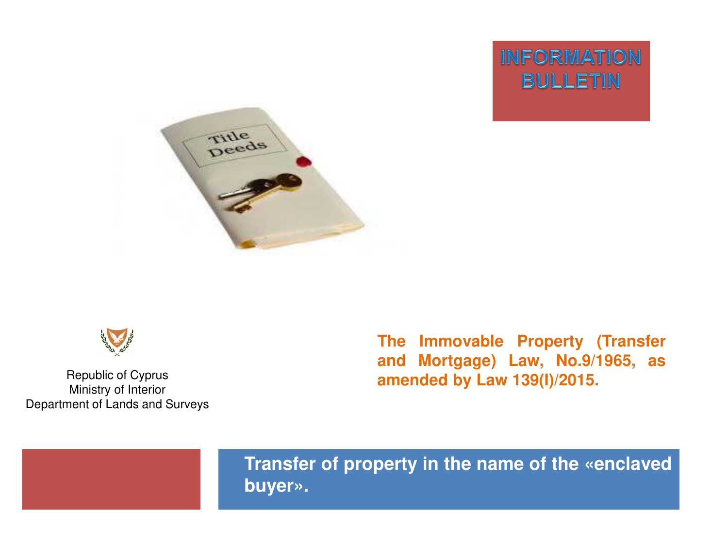# INFORMATION BULLETIN

Republic of Cyprus
Ministry of Interior
Department of Lands and Surveys

**The Immovable Property (Transfer and Mortgage) Law, No.9/1965, as amended by Law 139(I)/2015.**

## Transfer of property in the name of the «enclaved buyer».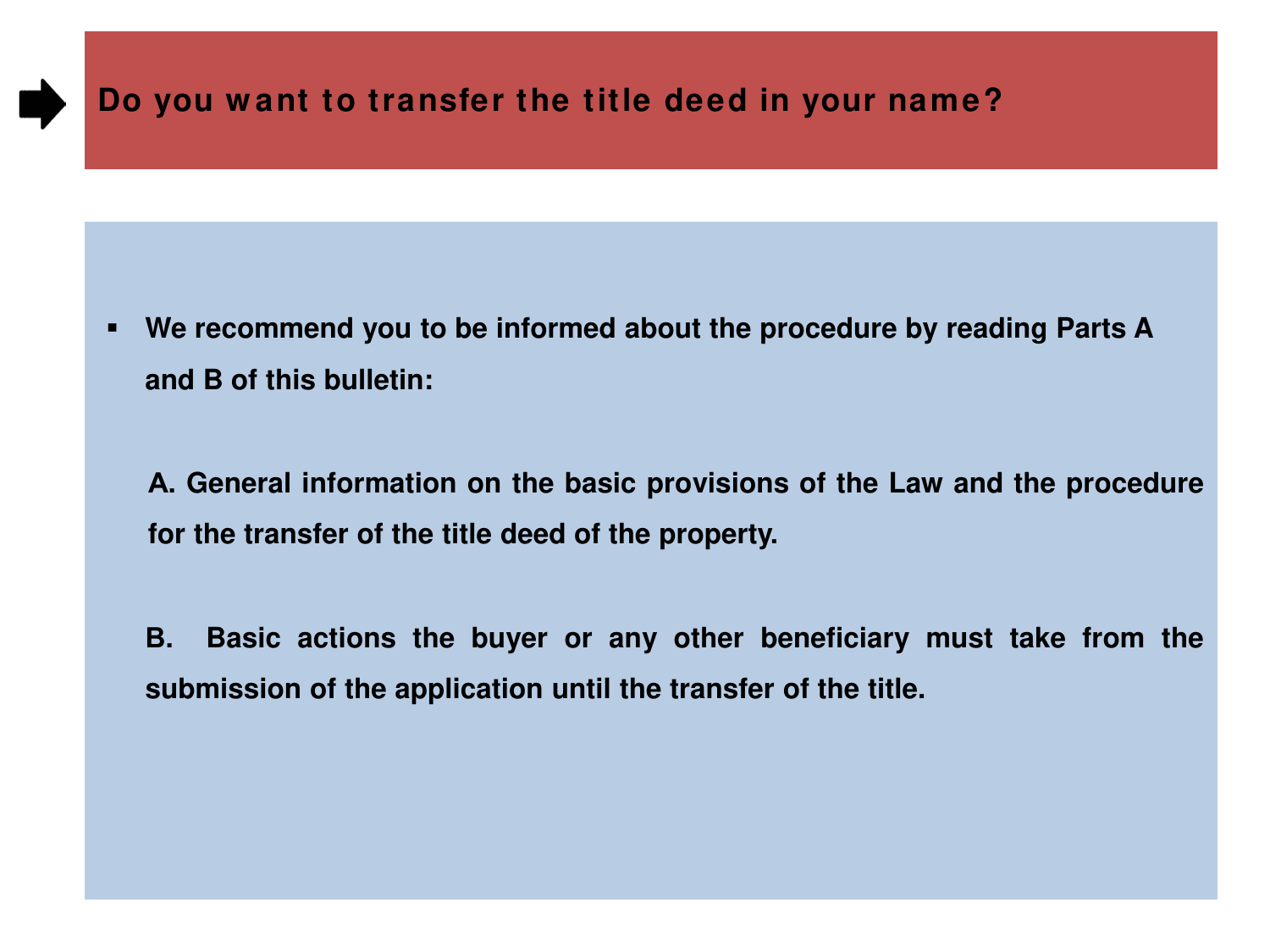## Do you want to transfer the title deed in your name?

- **We recommend you to be informed about the procedure by reading Parts A and B of this bulletin:**

  **A. General information on the basic provisions of the Law and the procedure for the transfer of the title deed of the property.**

  **B. Basic actions the buyer or any other beneficiary must take from the submission of the application until the transfer of the title.**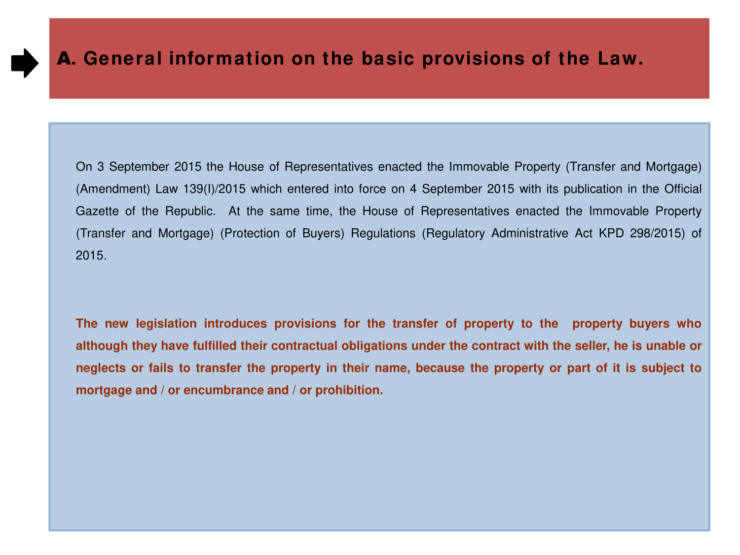## A. General information on the basic provisions of the Law.

On 3 September 2015 the House of Representatives enacted the Immovable Property (Transfer and Mortgage) (Amendment) Law 139(I)/2015 which entered into force on 4 September 2015 with its publication in the Official Gazette of the Republic. At the same time, the House of Representatives enacted the Immovable Property (Transfer and Mortgage) (Protection of Buyers) Regulations (Regulatory Administrative Act KPD 298/2015) of 2015.

**The new legislation introduces provisions for the transfer of property to the property buyers who although they have fulfilled their contractual obligations under the contract with the seller, he is unable or neglects or fails to transfer the property in their name, because the property or part of it is subject to mortgage and / or encumbrance and / or prohibition.**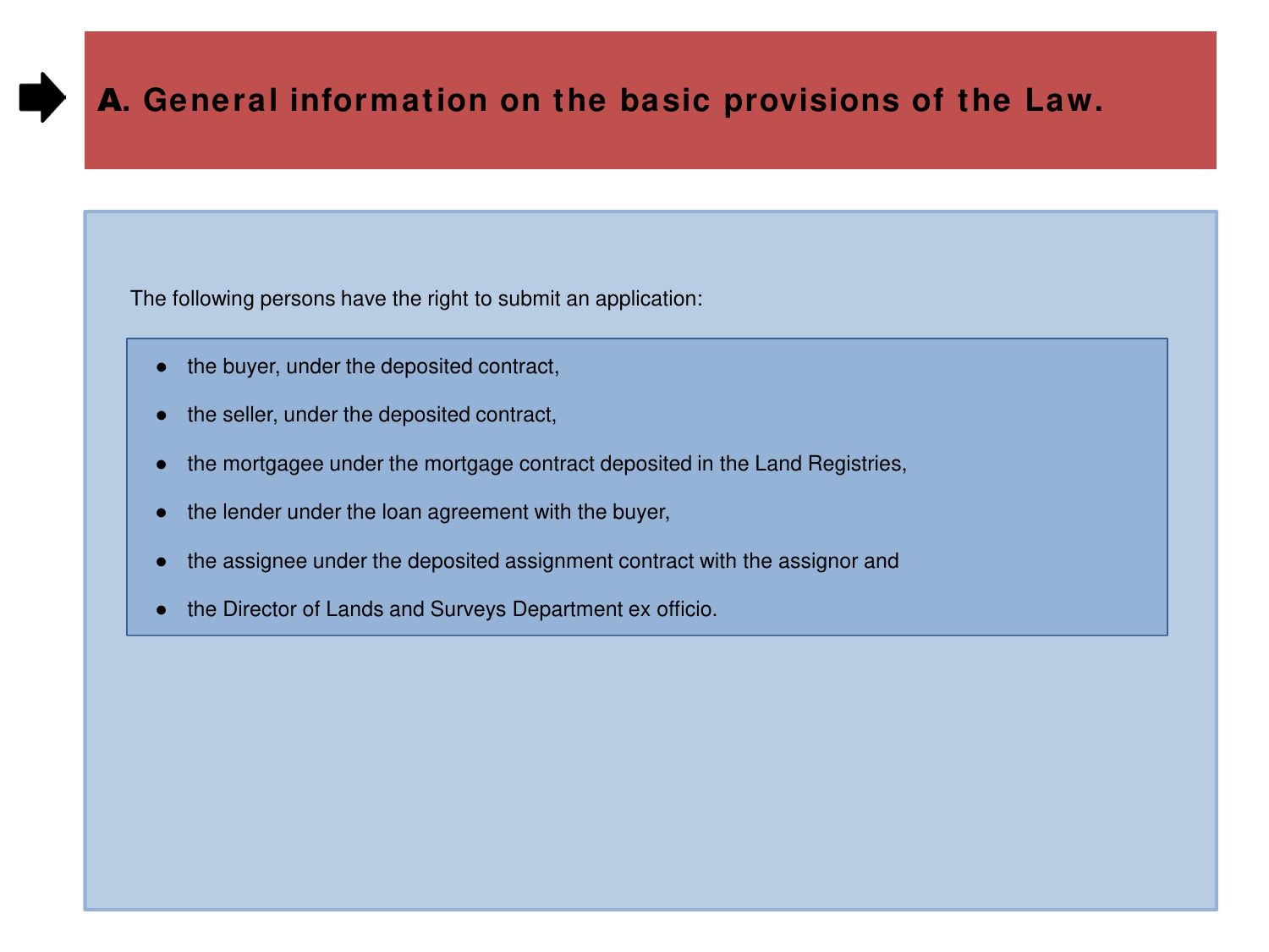# A. General information on the basic provisions of the Law.

The following persons have the right to submit an application:

- the buyer, under the deposited contract,
- the seller, under the deposited contract,
- the mortgagee under the mortgage contract deposited in the Land Registries,
- the lender under the loan agreement with the buyer,
- the assignee under the deposited assignment contract with the assignor and
- the Director of Lands and Surveys Department ex officio.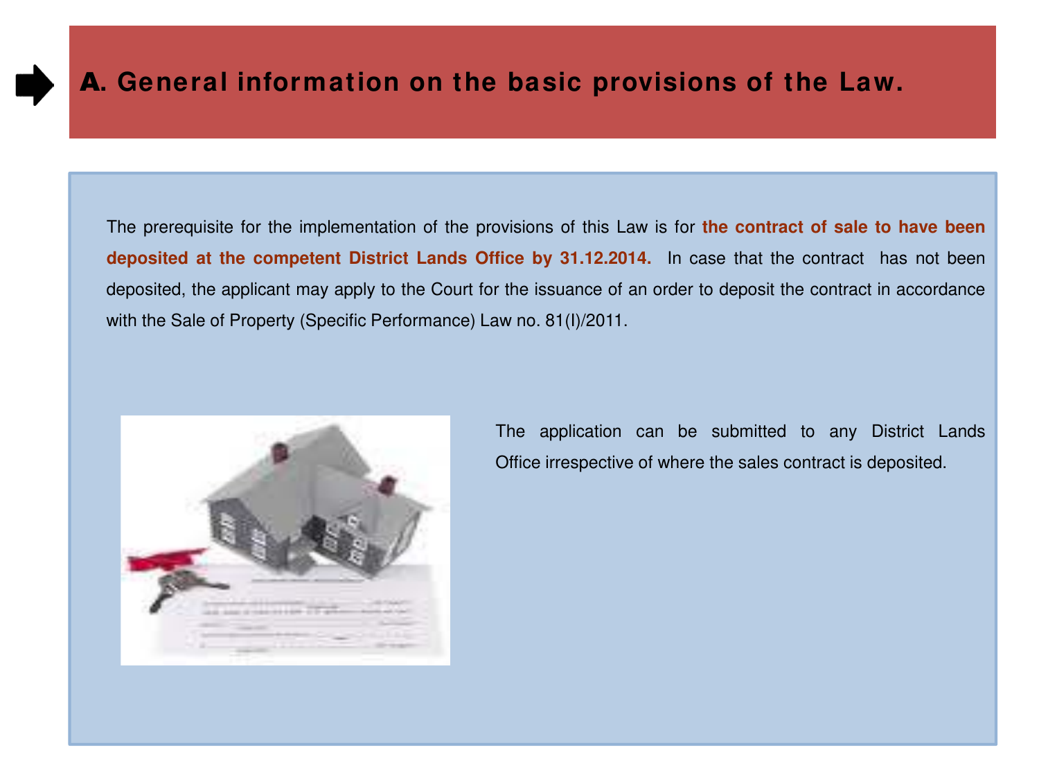# A. General information on the basic provisions of the Law.

The prerequisite for the implementation of the provisions of this Law is for **the contract of sale to have been deposited at the competent District Lands Office by 31.12.2014.** In case that the contract has not been deposited, the applicant may apply to the Court for the issuance of an order to deposit the contract in accordance with the Sale of Property (Specific Performance) Law no. 81(I)/2011.

The application can be submitted to any District Lands Office irrespective of where the sales contract is deposited.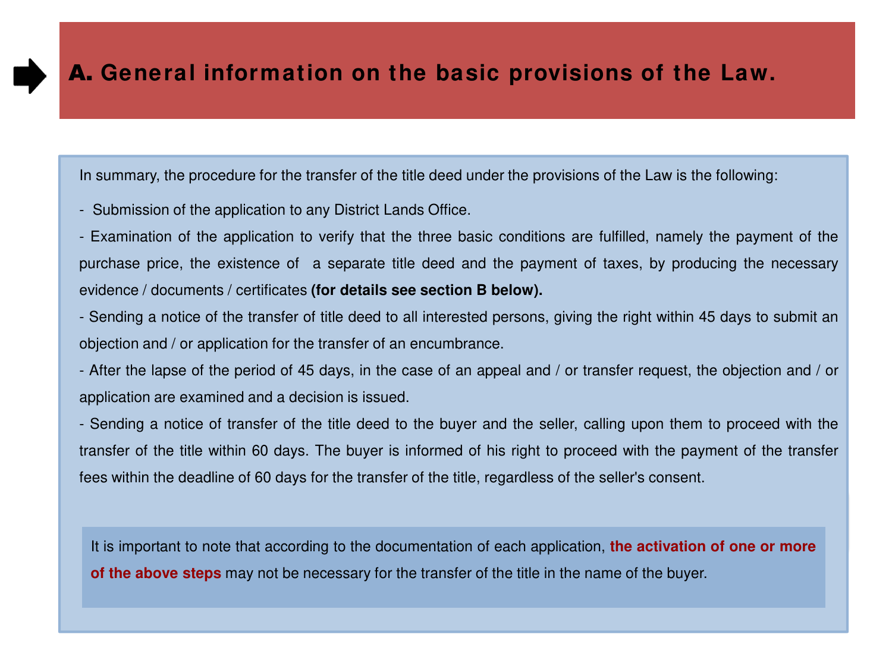## A. General information on the basic provisions of the Law.

In summary, the procedure for the transfer of the title deed under the provisions of the Law is the following:

- Submission of the application to any District Lands Office.
- Examination of the application to verify that the three basic conditions are fulfilled, namely the payment of the purchase price, the existence of a separate title deed and the payment of taxes, by producing the necessary evidence / documents / certificates **(for details see section B below).**
- Sending a notice of the transfer of title deed to all interested persons, giving the right within 45 days to submit an objection and / or application for the transfer of an encumbrance.
- After the lapse of the period of 45 days, in the case of an appeal and / or transfer request, the objection and / or application are examined and a decision is issued.
- Sending a notice of transfer of the title deed to the buyer and the seller, calling upon them to proceed with the transfer of the title within 60 days. The buyer is informed of his right to proceed with the payment of the transfer fees within the deadline of 60 days for the transfer of the title, regardless of the seller's consent.

It is important to note that according to the documentation of each application, **the activation of one or more of the above steps** may not be necessary for the transfer of the title in the name of the buyer.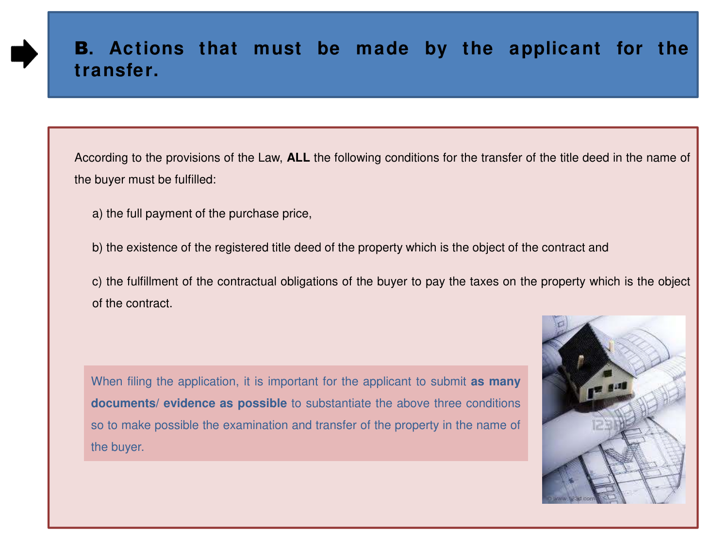## B. Actions that must be made by the applicant for the transfer.

According to the provisions of the Law, **ALL** the following conditions for the transfer of the title deed in the name of the buyer must be fulfilled:

a) the full payment of the purchase price,

b) the existence of the registered title deed of the property which is the object of the contract and

c) the fulfillment of the contractual obligations of the buyer to pay the taxes on the property which is the object of the contract.

When filing the application, it is important for the applicant to submit **as many documents/ evidence as possible** to substantiate the above three conditions so to make possible the examination and transfer of the property in the name of the buyer.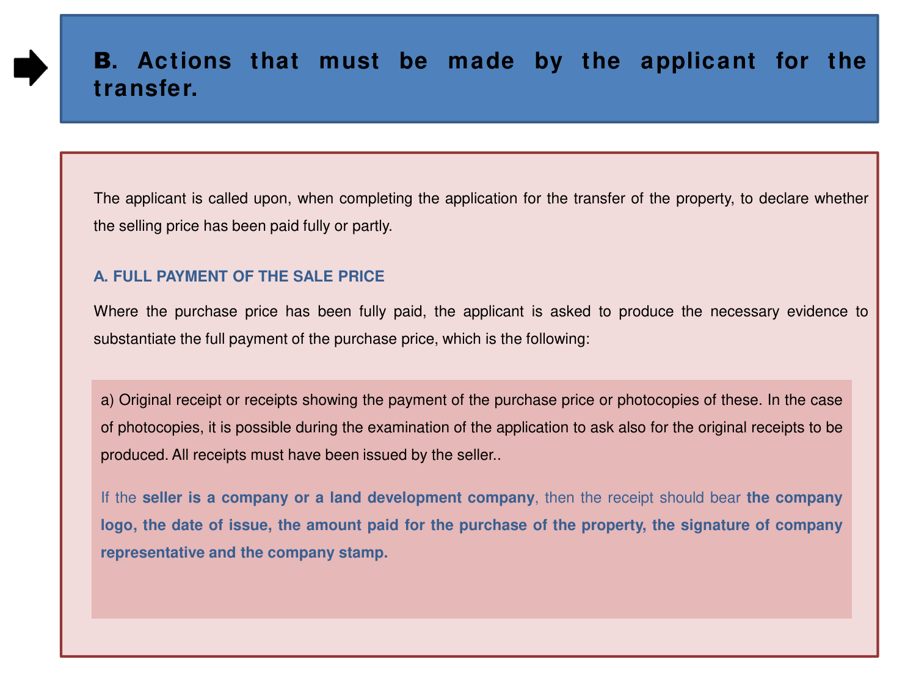## B. Actions that must be made by the applicant for the transfer.

The applicant is called upon, when completing the application for the transfer of the property, to declare whether the selling price has been paid fully or partly.

### A. FULL PAYMENT OF THE SALE PRICE

Where the purchase price has been fully paid, the applicant is asked to produce the necessary evidence to substantiate the full payment of the purchase price, which is the following:

a) Original receipt or receipts showing the payment of the purchase price or photocopies of these. In the case of photocopies, it is possible during the examination of the application to ask also for the original receipts to be produced. All receipts must have been issued by the seller..

If the **seller is a company or a land development company**, then the receipt should bear **the company logo, the date of issue, the amount paid for the purchase of the property, the signature of company representative and the company stamp.**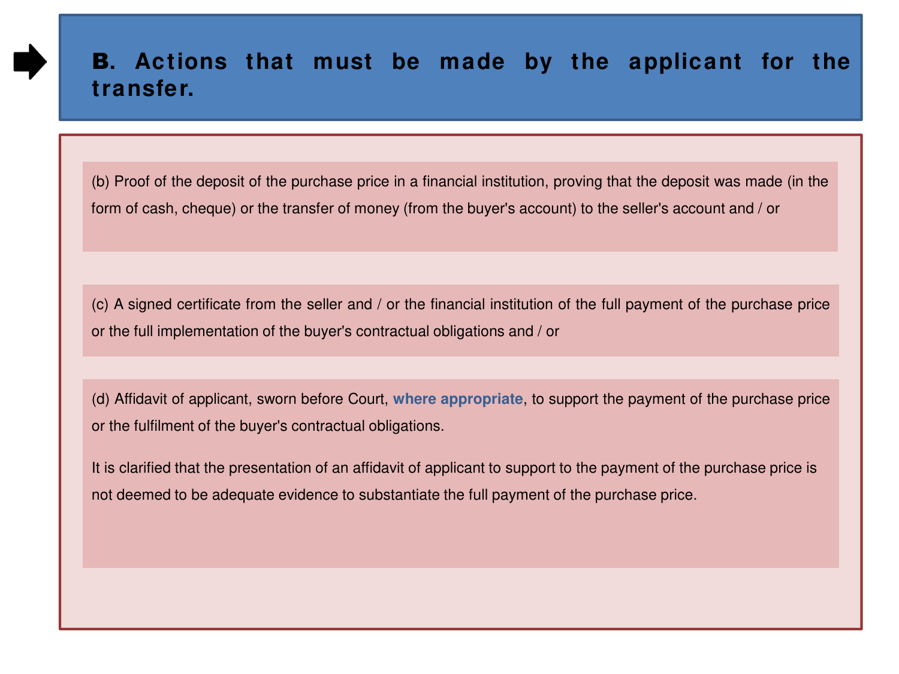## B. Actions that must be made by the applicant for the transfer.

(b) Proof of the deposit of the purchase price in a financial institution, proving that the deposit was made (in the form of cash, cheque) or the transfer of money (from the buyer's account) to the seller's account and / or

(c) A signed certificate from the seller and / or the financial institution of the full payment of the purchase price or the full implementation of the buyer's contractual obligations and / or

(d) Affidavit of applicant, sworn before Court, **where appropriate**, to support the payment of the purchase price or the fulfilment of the buyer's contractual obligations.

It is clarified that the presentation of an affidavit of applicant to support to the payment of the purchase price is not deemed to be adequate evidence to substantiate the full payment of the purchase price.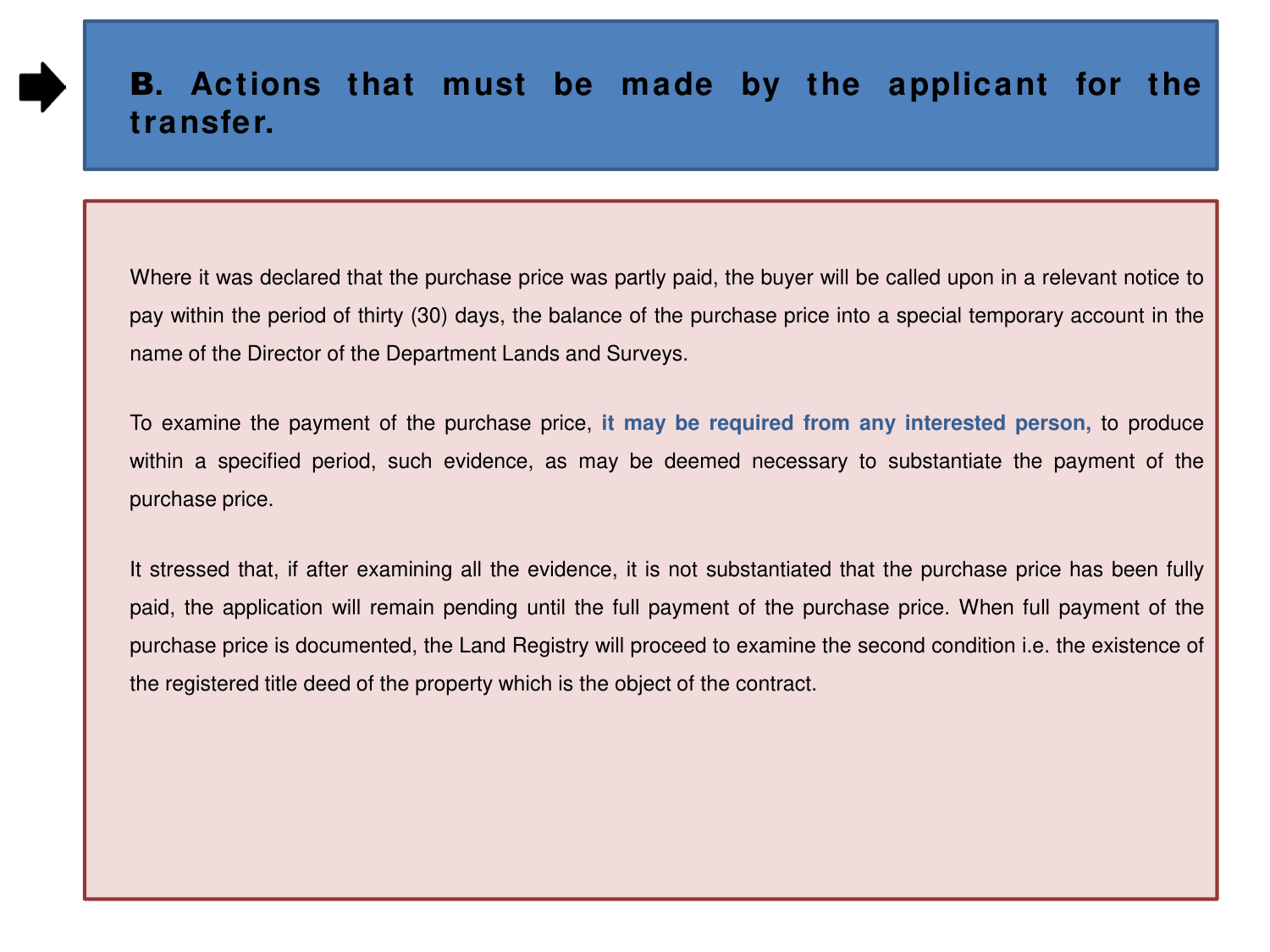## B. Actions that must be made by the applicant for the transfer.

Where it was declared that the purchase price was partly paid, the buyer will be called upon in a relevant notice to pay within the period of thirty (30) days, the balance of the purchase price into a special temporary account in the name of the Director of the Department Lands and Surveys.

To examine the payment of the purchase price, **it may be required from any interested person,** to produce within a specified period, such evidence, as may be deemed necessary to substantiate the payment of the purchase price.

It stressed that, if after examining all the evidence, it is not substantiated that the purchase price has been fully paid, the application will remain pending until the full payment of the purchase price. When full payment of the purchase price is documented, the Land Registry will proceed to examine the second condition i.e. the existence of the registered title deed of the property which is the object of the contract.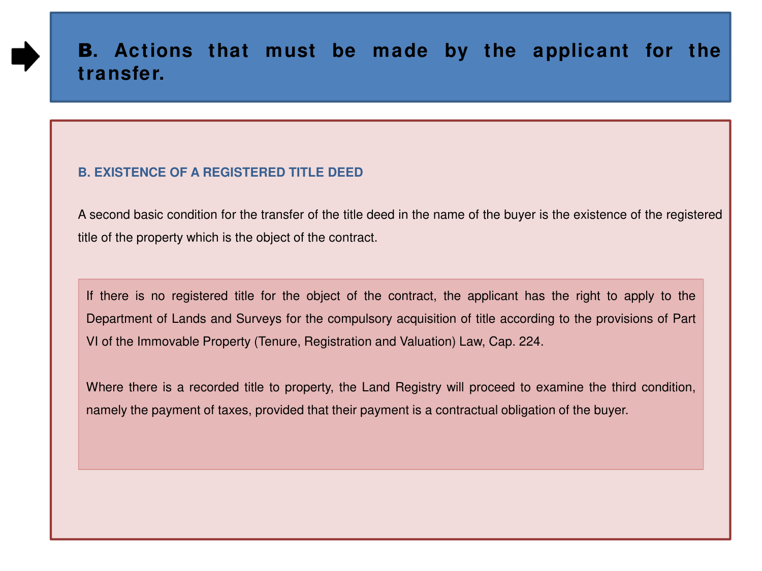# B. Actions that must be made by the applicant for the transfer.

### B. EXISTENCE OF A REGISTERED TITLE DEED

A second basic condition for the transfer of the title deed in the name of the buyer is the existence of the registered title of the property which is the object of the contract.

If there is no registered title for the object of the contract, the applicant has the right to apply to the Department of Lands and Surveys for the compulsory acquisition of title according to the provisions of Part VI of the Immovable Property (Tenure, Registration and Valuation) Law, Cap. 224.

Where there is a recorded title to property, the Land Registry will proceed to examine the third condition, namely the payment of taxes, provided that their payment is a contractual obligation of the buyer.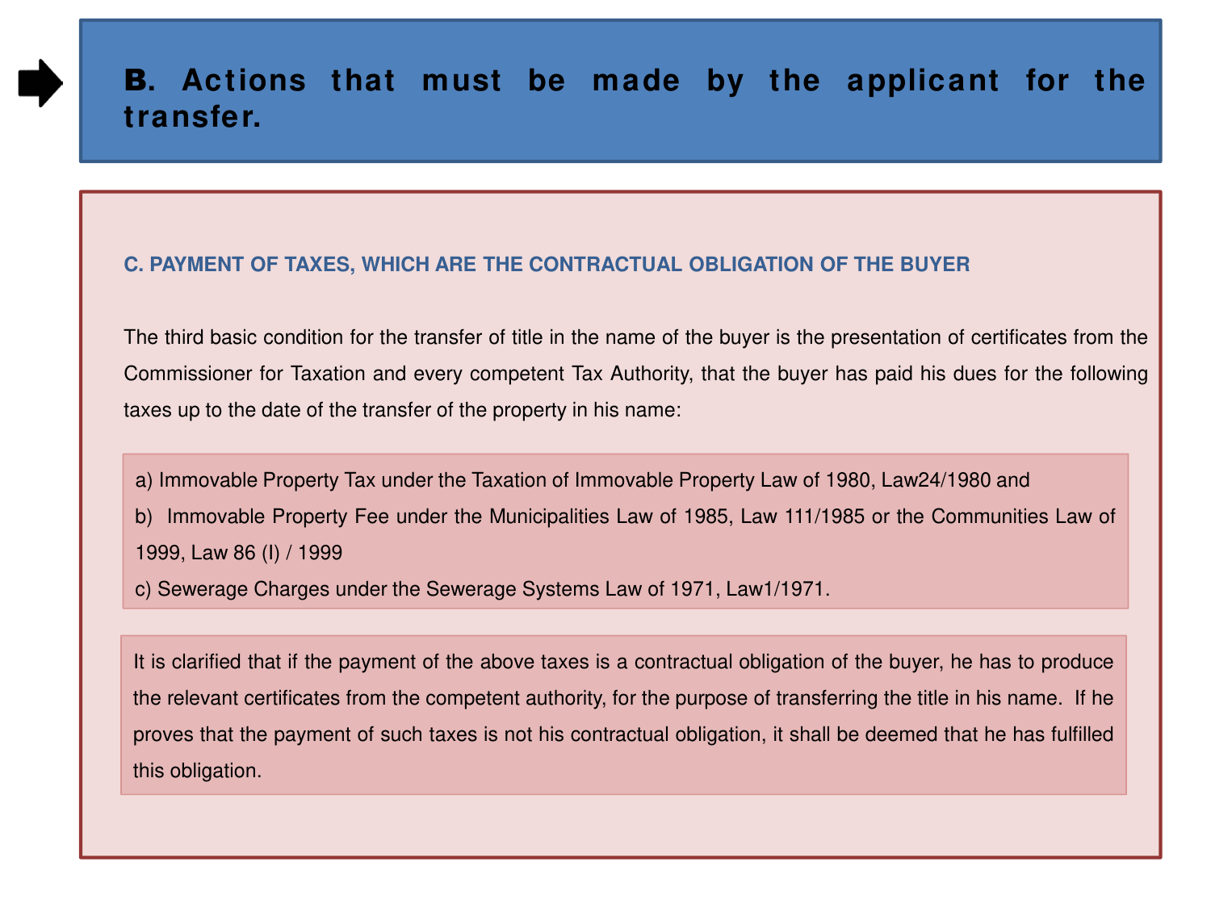## B. Actions that must be made by the applicant for the transfer.

### C. PAYMENT OF TAXES, WHICH ARE THE CONTRACTUAL OBLIGATION OF THE BUYER

The third basic condition for the transfer of title in the name of the buyer is the presentation of certificates from the Commissioner for Taxation and every competent Tax Authority, that the buyer has paid his dues for the following taxes up to the date of the transfer of the property in his name:

a) Immovable Property Tax under the Taxation of Immovable Property Law of 1980, Law24/1980 and
b) Immovable Property Fee under the Municipalities Law of 1985, Law 111/1985 or the Communities Law of 1999, Law 86 (I) / 1999
c) Sewerage Charges under the Sewerage Systems Law of 1971, Law1/1971.

It is clarified that if the payment of the above taxes is a contractual obligation of the buyer, he has to produce the relevant certificates from the competent authority, for the purpose of transferring the title in his name. If he proves that the payment of such taxes is not his contractual obligation, it shall be deemed that he has fulfilled this obligation.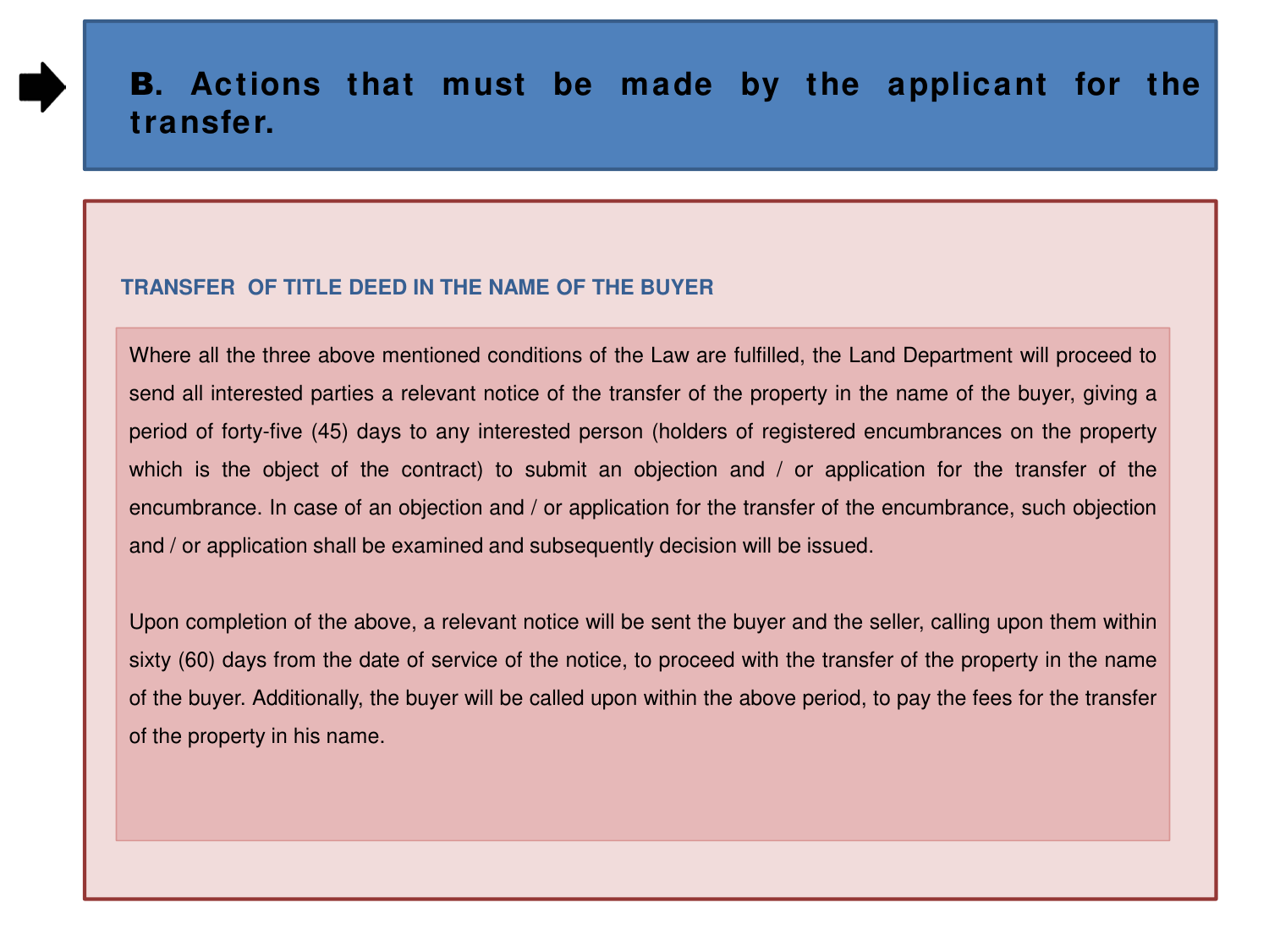## B. Actions that must be made by the applicant for the transfer.

### TRANSFER OF TITLE DEED IN THE NAME OF THE BUYER

Where all the three above mentioned conditions of the Law are fulfilled, the Land Department will proceed to send all interested parties a relevant notice of the transfer of the property in the name of the buyer, giving a period of forty-five (45) days to any interested person (holders of registered encumbrances on the property which is the object of the contract) to submit an objection and / or application for the transfer of the encumbrance. In case of an objection and / or application for the transfer of the encumbrance, such objection and / or application shall be examined and subsequently decision will be issued.

Upon completion of the above, a relevant notice will be sent the buyer and the seller, calling upon them within sixty (60) days from the date of service of the notice, to proceed with the transfer of the property in the name of the buyer. Additionally, the buyer will be called upon within the above period, to pay the fees for the transfer of the property in his name.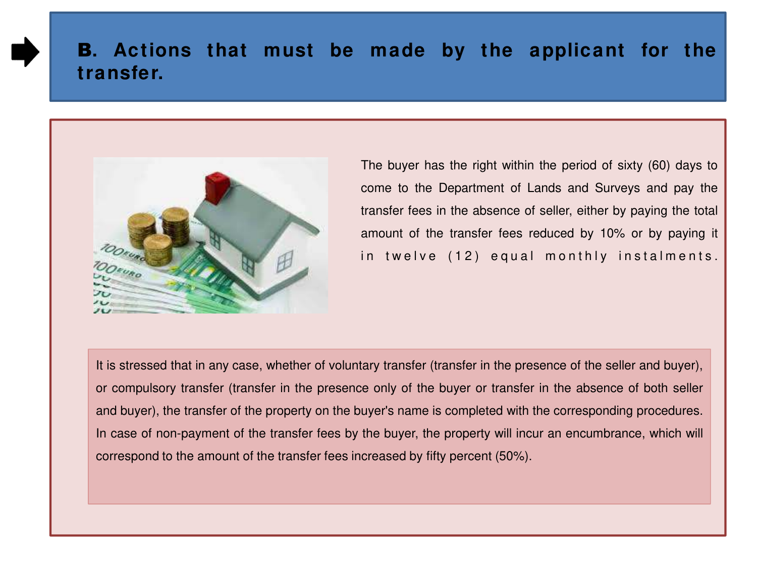## B. Actions that must be made by the applicant for the transfer.

The buyer has the right within the period of sixty (60) days to come to the Department of Lands and Surveys and pay the transfer fees in the absence of seller, either by paying the total amount of the transfer fees reduced by 10% or by paying it in twelve (12) equal monthly instalments.

It is stressed that in any case, whether of voluntary transfer (transfer in the presence of the seller and buyer), or compulsory transfer (transfer in the presence only of the buyer or transfer in the absence of both seller and buyer), the transfer of the property on the buyer's name is completed with the corresponding procedures. In case of non-payment of the transfer fees by the buyer, the property will incur an encumbrance, which will correspond to the amount of the transfer fees increased by fifty percent (50%).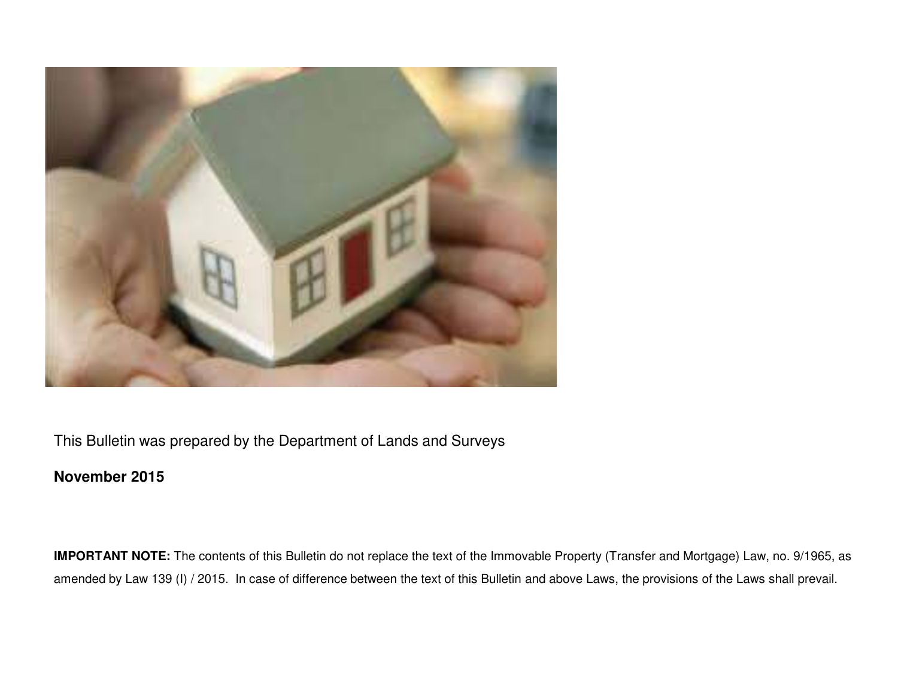This Bulletin was prepared by the Department of Lands and Surveys

**November 2015**

**IMPORTANT NOTE:** The contents of this Bulletin do not replace the text of the Immovable Property (Transfer and Mortgage) Law, no. 9/1965, as amended by Law 139 (I) / 2015. In case of difference between the text of this Bulletin and above Laws, the provisions of the Laws shall prevail.